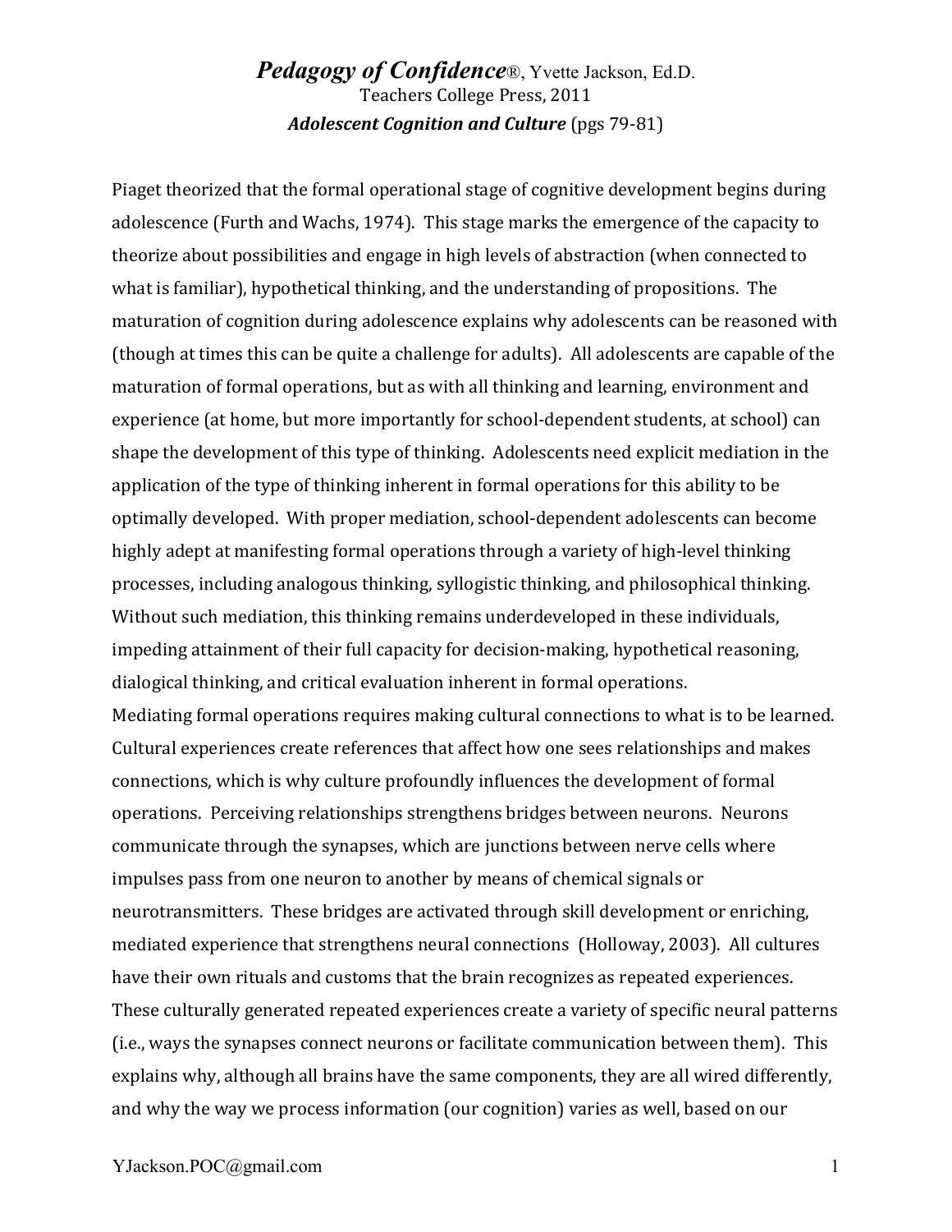# *Pedagogy of Confidence*®, Yvette Jackson, Ed.D.

Teachers College Press, 2011

***Adolescent Cognition and Culture*** (pgs 79-81)

Piaget theorized that the formal operational stage of cognitive development begins during adolescence (Furth and Wachs, 1974). This stage marks the emergence of the capacity to theorize about possibilities and engage in high levels of abstraction (when connected to what is familiar), hypothetical thinking, and the understanding of propositions. The maturation of cognition during adolescence explains why adolescents can be reasoned with (though at times this can be quite a challenge for adults). All adolescents are capable of the maturation of formal operations, but as with all thinking and learning, environment and experience (at home, but more importantly for school-dependent students, at school) can shape the development of this type of thinking. Adolescents need explicit mediation in the application of the type of thinking inherent in formal operations for this ability to be optimally developed. With proper mediation, school-dependent adolescents can become highly adept at manifesting formal operations through a variety of high-level thinking processes, including analogous thinking, syllogistic thinking, and philosophical thinking. Without such mediation, this thinking remains underdeveloped in these individuals, impeding attainment of their full capacity for decision-making, hypothetical reasoning, dialogical thinking, and critical evaluation inherent in formal operations.

Mediating formal operations requires making cultural connections to what is to be learned. Cultural experiences create references that affect how one sees relationships and makes connections, which is why culture profoundly influences the development of formal operations. Perceiving relationships strengthens bridges between neurons. Neurons communicate through the synapses, which are junctions between nerve cells where impulses pass from one neuron to another by means of chemical signals or neurotransmitters. These bridges are activated through skill development or enriching, mediated experience that strengthens neural connections (Holloway, 2003). All cultures have their own rituals and customs that the brain recognizes as repeated experiences. These culturally generated repeated experiences create a variety of specific neural patterns (i.e., ways the synapses connect neurons or facilitate communication between them). This explains why, although all brains have the same components, they are all wired differently, and why the way we process information (our cognition) varies as well, based on our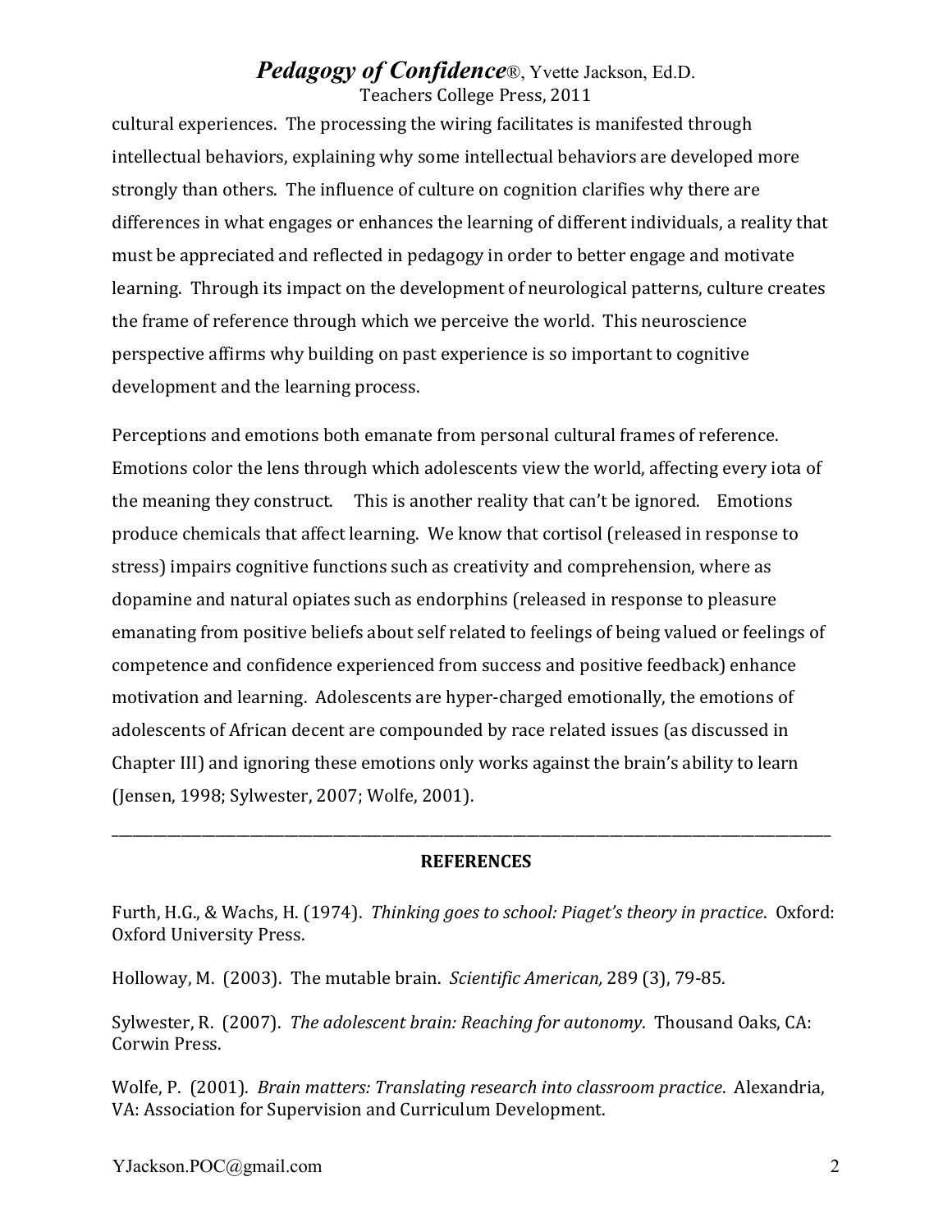cultural experiences. The processing the wiring facilitates is manifested through intellectual behaviors, explaining why some intellectual behaviors are developed more strongly than others. The influence of culture on cognition clarifies why there are differences in what engages or enhances the learning of different individuals, a reality that must be appreciated and reflected in pedagogy in order to better engage and motivate learning. Through its impact on the development of neurological patterns, culture creates the frame of reference through which we perceive the world. This neuroscience perspective affirms why building on past experience is so important to cognitive development and the learning process.

Perceptions and emotions both emanate from personal cultural frames of reference. Emotions color the lens through which adolescents view the world, affecting every iota of the meaning they construct. This is another reality that can't be ignored. Emotions produce chemicals that affect learning. We know that cortisol (released in response to stress) impairs cognitive functions such as creativity and comprehension, where as dopamine and natural opiates such as endorphins (released in response to pleasure emanating from positive beliefs about self related to feelings of being valued or feelings of competence and confidence experienced from success and positive feedback) enhance motivation and learning. Adolescents are hyper-charged emotionally, the emotions of adolescents of African decent are compounded by race related issues (as discussed in Chapter III) and ignoring these emotions only works against the brain's ability to learn (Jensen, 1998; Sylwester, 2007; Wolfe, 2001).

---

**REFERENCES**

Furth, H.G., & Wachs, H. (1974). *Thinking goes to school: Piaget's theory in practice*. Oxford: Oxford University Press.

Holloway, M. (2003). The mutable brain. *Scientific American,* 289 (3), 79-85.

Sylwester, R. (2007). *The adolescent brain: Reaching for autonomy*. Thousand Oaks, CA: Corwin Press.

Wolfe, P. (2001). *Brain matters: Translating research into classroom practice*. Alexandria, VA: Association for Supervision and Curriculum Development.